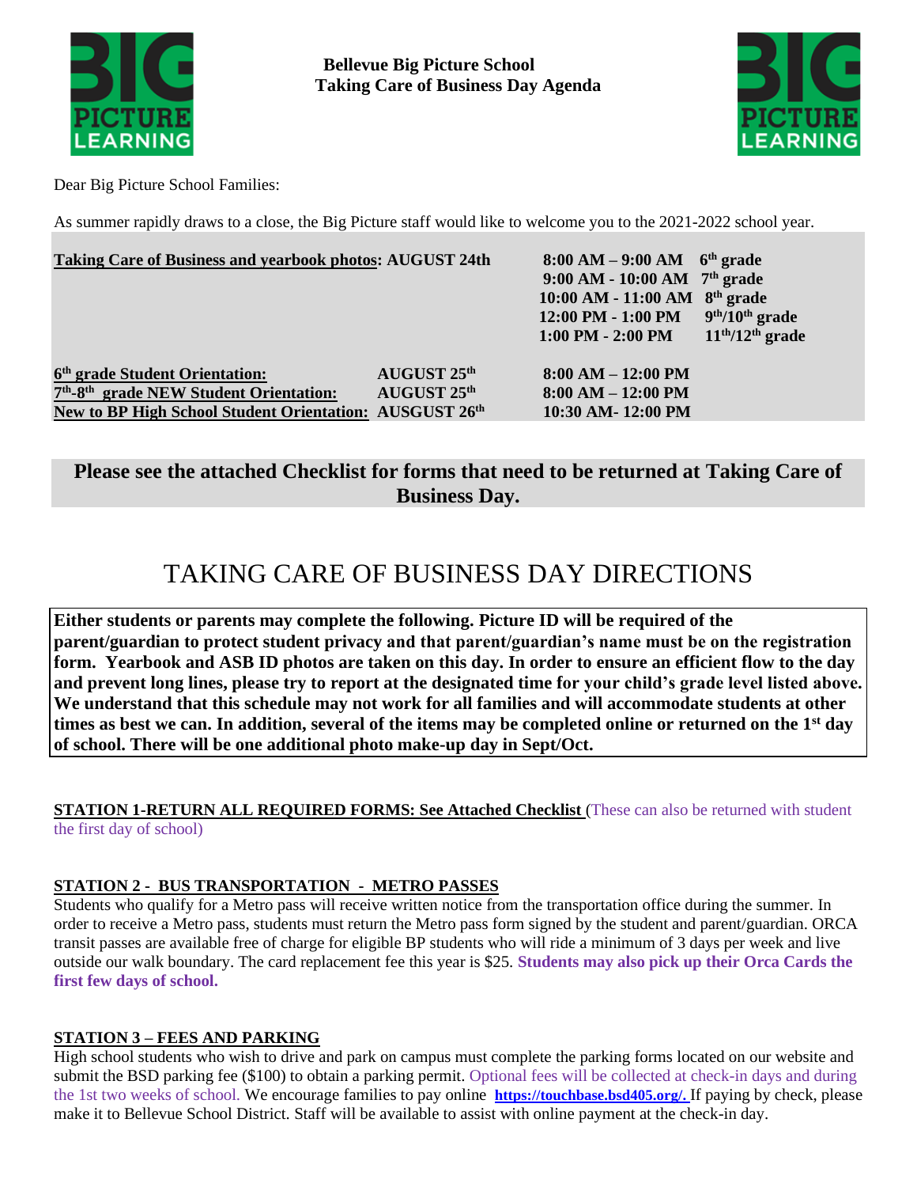**Bellevue Big Picture School**
**Taking Care of Business Day Agenda**

Dear Big Picture School Families:

As summer rapidly draws to a close, the Big Picture staff would like to welcome you to the 2021-2022 school year.

| | | | |
|---|---|---|---|
| **Taking Care of Business and yearbook photos: AUGUST 24th** | | **8:00 AM – 9:00 AM** | **6th grade** |
| | | **9:00 AM - 10:00 AM** | **7th grade** |
| | | **10:00 AM - 11:00 AM** | **8th grade** |
| | | **12:00 PM - 1:00 PM** | **9th/10th grade** |
| | | **1:00 PM - 2:00 PM** | **11th/12th grade** |
| **6th grade Student Orientation:** | **AUGUST 25th** | **8:00 AM – 12:00 PM** | |
| **7th-8th grade NEW Student Orientation:** | **AUGUST 25th** | **8:00 AM – 12:00 PM** | |
| **New to BP High School Student Orientation:** | **AUSGUST 26th** | **10:30 AM- 12:00 PM** | |

**Please see the attached Checklist for forms that need to be returned at Taking Care of Business Day.**

# TAKING CARE OF BUSINESS DAY DIRECTIONS

**Either students or parents may complete the following. Picture ID will be required of the parent/guardian to protect student privacy and that parent/guardian's name must be on the registration form. Yearbook and ASB ID photos are taken on this day. In order to ensure an efficient flow to the day and prevent long lines, please try to report at the designated time for your child's grade level listed above. We understand that this schedule may not work for all families and will accommodate students at other times as best we can. In addition, several of the items may be completed online or returned on the 1st day of school. There will be one additional photo make-up day in Sept/Oct.**

**STATION 1-RETURN ALL REQUIRED FORMS: See Attached Checklist** (These can also be returned with student the first day of school)

**STATION 2 - BUS TRANSPORTATION - METRO PASSES**

Students who qualify for a Metro pass will receive written notice from the transportation office during the summer. In order to receive a Metro pass, students must return the Metro pass form signed by the student and parent/guardian. ORCA transit passes are available free of charge for eligible BP students who will ride a minimum of 3 days per week and live outside our walk boundary. The card replacement fee this year is $25. **Students may also pick up their Orca Cards the first few days of school.**

**STATION 3 – FEES AND PARKING**

High school students who wish to drive and park on campus must complete the parking forms located on our website and submit the BSD parking fee ($100) to obtain a parking permit. Optional fees will be collected at check-in days and during the 1st two weeks of school. We encourage families to pay online **https://touchbase.bsd405.org/.** If paying by check, please make it to Bellevue School District. Staff will be available to assist with online payment at the check-in day.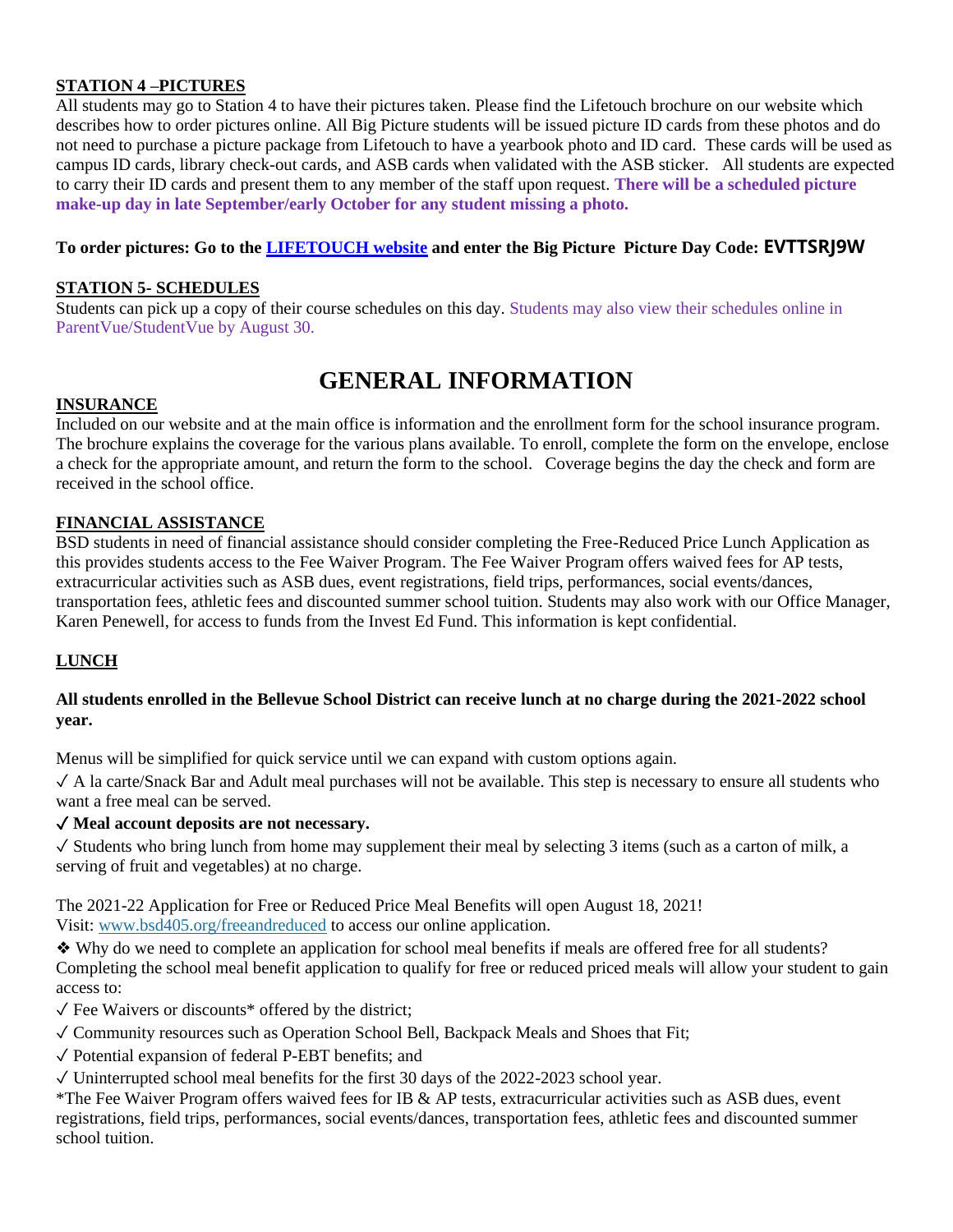**STATION 4 –PICTURES**

All students may go to Station 4 to have their pictures taken. Please find the Lifetouch brochure on our website which describes how to order pictures online. All Big Picture students will be issued picture ID cards from these photos and do not need to purchase a picture package from Lifetouch to have a yearbook photo and ID card. These cards will be used as campus ID cards, library check-out cards, and ASB cards when validated with the ASB sticker. All students are expected to carry their ID cards and present them to any member of the staff upon request. **There will be a scheduled picture make-up day in late September/early October for any student missing a photo.**

**To order pictures: Go to the LIFETOUCH website and enter the Big Picture Picture Day Code: EVTTSRJ9W**

**STATION 5- SCHEDULES**

Students can pick up a copy of their course schedules on this day. Students may also view their schedules online in ParentVue/StudentVue by August 30.

# GENERAL INFORMATION

**INSURANCE**

Included on our website and at the main office is information and the enrollment form for the school insurance program. The brochure explains the coverage for the various plans available. To enroll, complete the form on the envelope, enclose a check for the appropriate amount, and return the form to the school. Coverage begins the day the check and form are received in the school office.

**FINANCIAL ASSISTANCE**

BSD students in need of financial assistance should consider completing the Free-Reduced Price Lunch Application as this provides students access to the Fee Waiver Program. The Fee Waiver Program offers waived fees for AP tests, extracurricular activities such as ASB dues, event registrations, field trips, performances, social events/dances, transportation fees, athletic fees and discounted summer school tuition. Students may also work with our Office Manager, Karen Penewell, for access to funds from the Invest Ed Fund. This information is kept confidential.

**LUNCH**

**All students enrolled in the Bellevue School District can receive lunch at no charge during the 2021-2022 school year.**

Menus will be simplified for quick service until we can expand with custom options again.

✓ A la carte/Snack Bar and Adult meal purchases will not be available. This step is necessary to ensure all students who want a free meal can be served.

✓ **Meal account deposits are not necessary.**

✓ Students who bring lunch from home may supplement their meal by selecting 3 items (such as a carton of milk, a serving of fruit and vegetables) at no charge.

The 2021-22 Application for Free or Reduced Price Meal Benefits will open August 18, 2021!
Visit: www.bsd405.org/freeandreduced to access our online application.

❖ Why do we need to complete an application for school meal benefits if meals are offered free for all students? Completing the school meal benefit application to qualify for free or reduced priced meals will allow your student to gain access to:

✓ Fee Waivers or discounts* offered by the district;

✓ Community resources such as Operation School Bell, Backpack Meals and Shoes that Fit;

✓ Potential expansion of federal P-EBT benefits; and

✓ Uninterrupted school meal benefits for the first 30 days of the 2022-2023 school year.

*The Fee Waiver Program offers waived fees for IB & AP tests, extracurricular activities such as ASB dues, event registrations, field trips, performances, social events/dances, transportation fees, athletic fees and discounted summer school tuition.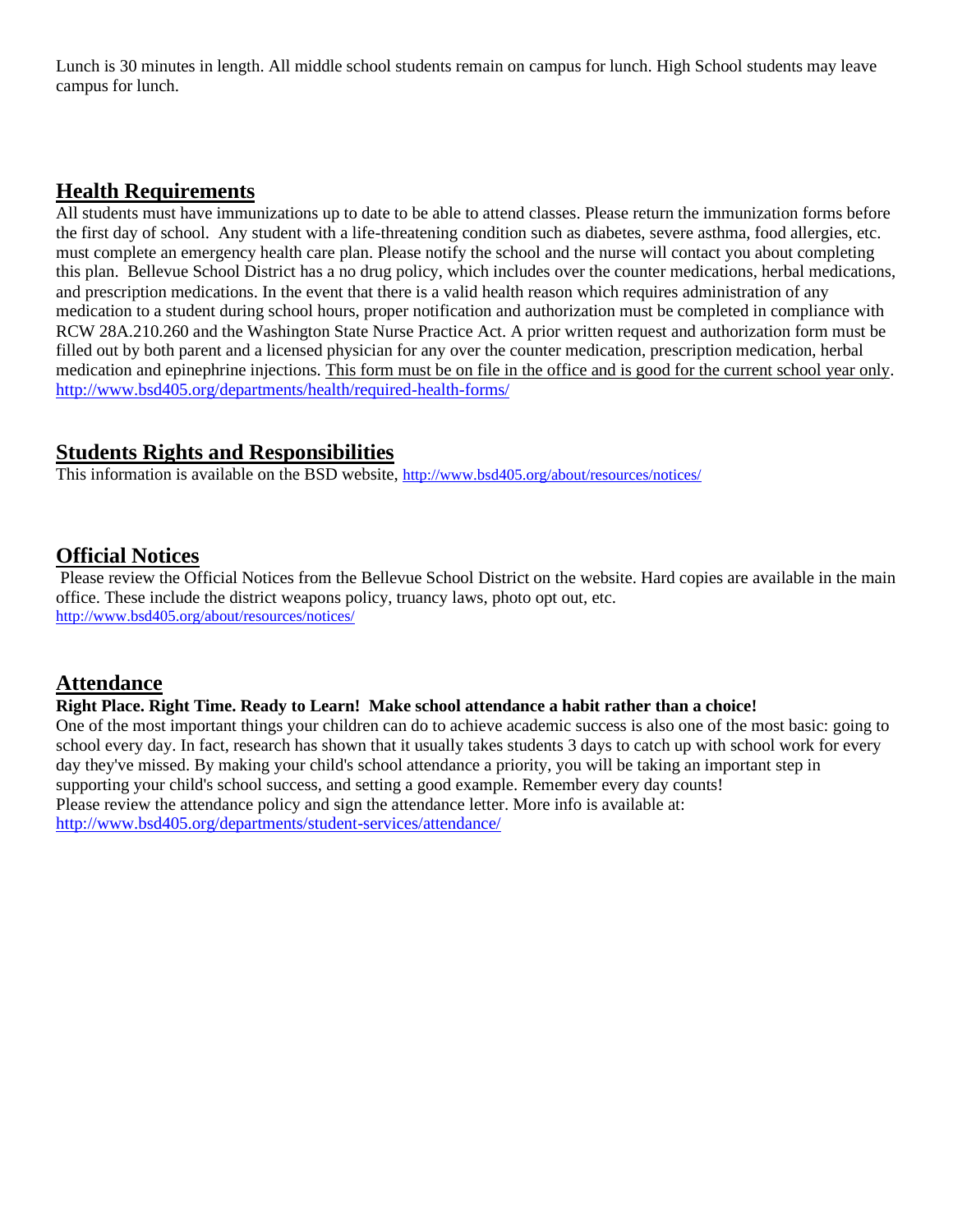Lunch is 30 minutes in length. All middle school students remain on campus for lunch. High School students may leave campus for lunch.

## Health Requirements

All students must have immunizations up to date to be able to attend classes. Please return the immunization forms before the first day of school. Any student with a life-threatening condition such as diabetes, severe asthma, food allergies, etc. must complete an emergency health care plan. Please notify the school and the nurse will contact you about completing this plan. Bellevue School District has a no drug policy, which includes over the counter medications, herbal medications, and prescription medications. In the event that there is a valid health reason which requires administration of any medication to a student during school hours, proper notification and authorization must be completed in compliance with RCW 28A.210.260 and the Washington State Nurse Practice Act. A prior written request and authorization form must be filled out by both parent and a licensed physician for any over the counter medication, prescription medication, herbal medication and epinephrine injections. <u>This form must be on file in the office and is good for the current school year only</u>.
http://www.bsd405.org/departments/health/required-health-forms/

## Students Rights and Responsibilities

This information is available on the BSD website, http://www.bsd405.org/about/resources/notices/

## Official Notices

Please review the Official Notices from the Bellevue School District on the website. Hard copies are available in the main office. These include the district weapons policy, truancy laws, photo opt out, etc.
http://www.bsd405.org/about/resources/notices/

## Attendance

**Right Place. Right Time. Ready to Learn! Make school attendance a habit rather than a choice!**

One of the most important things your children can do to achieve academic success is also one of the most basic: going to school every day. In fact, research has shown that it usually takes students 3 days to catch up with school work for every day they've missed. By making your child's school attendance a priority, you will be taking an important step in supporting your child's school success, and setting a good example. Remember every day counts!
Please review the attendance policy and sign the attendance letter. More info is available at:
http://www.bsd405.org/departments/student-services/attendance/